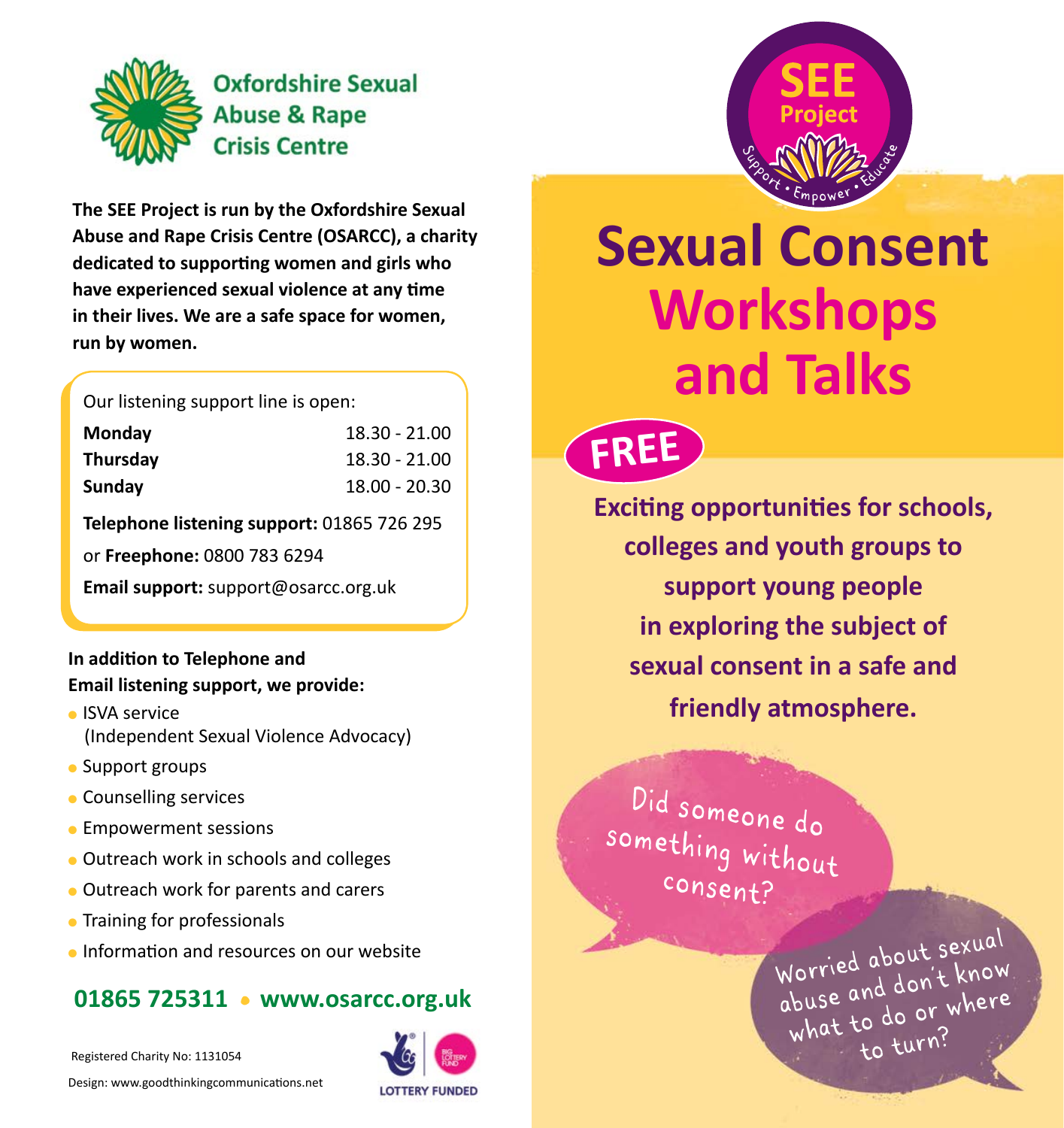**Oxfordshire Sexual Abuse & Rape Crisis Centre**

**The SEE Project is run by the Oxfordshire Sexual Abuse and Rape Crisis Centre (OSARCC), a charity dedicated to supporting women and girls who have experienced sexual violence at any time in their lives. We are a safe space for women, run by women.**

Our listening support line is open:

| | |
|---|---|
| **Monday** | 18.30 - 21.00 |
| **Thursday** | 18.30 - 21.00 |
| **Sunday** | 18.00 - 20.30 |

**Telephone listening support:** 01865 726 295

or **Freephone:** 0800 783 6294

**Email support:** support@osarcc.org.uk

**In addition to Telephone and Email listening support, we provide:**

- ISVA service (Independent Sexual Violence Advocacy)
- Support groups
- Counselling services
- Empowerment sessions
- Outreach work in schools and colleges
- Outreach work for parents and carers
- Training for professionals
- Information and resources on our website

**01865 725311 • www.osarcc.org.uk**

Registered Charity No: 1131054

Design: www.goodthinkingcommunications.net

LOTTERY FUNDED

SEE Project — Support • Empower • Educate

# Sexual Consent Workshops and Talks

**FREE**

**Exciting opportunities for schools, colleges and youth groups to support young people in exploring the subject of sexual consent in a safe and friendly atmosphere.**

Did someone do something without consent?

Worried about sexual abuse and don't know what to do or where to turn?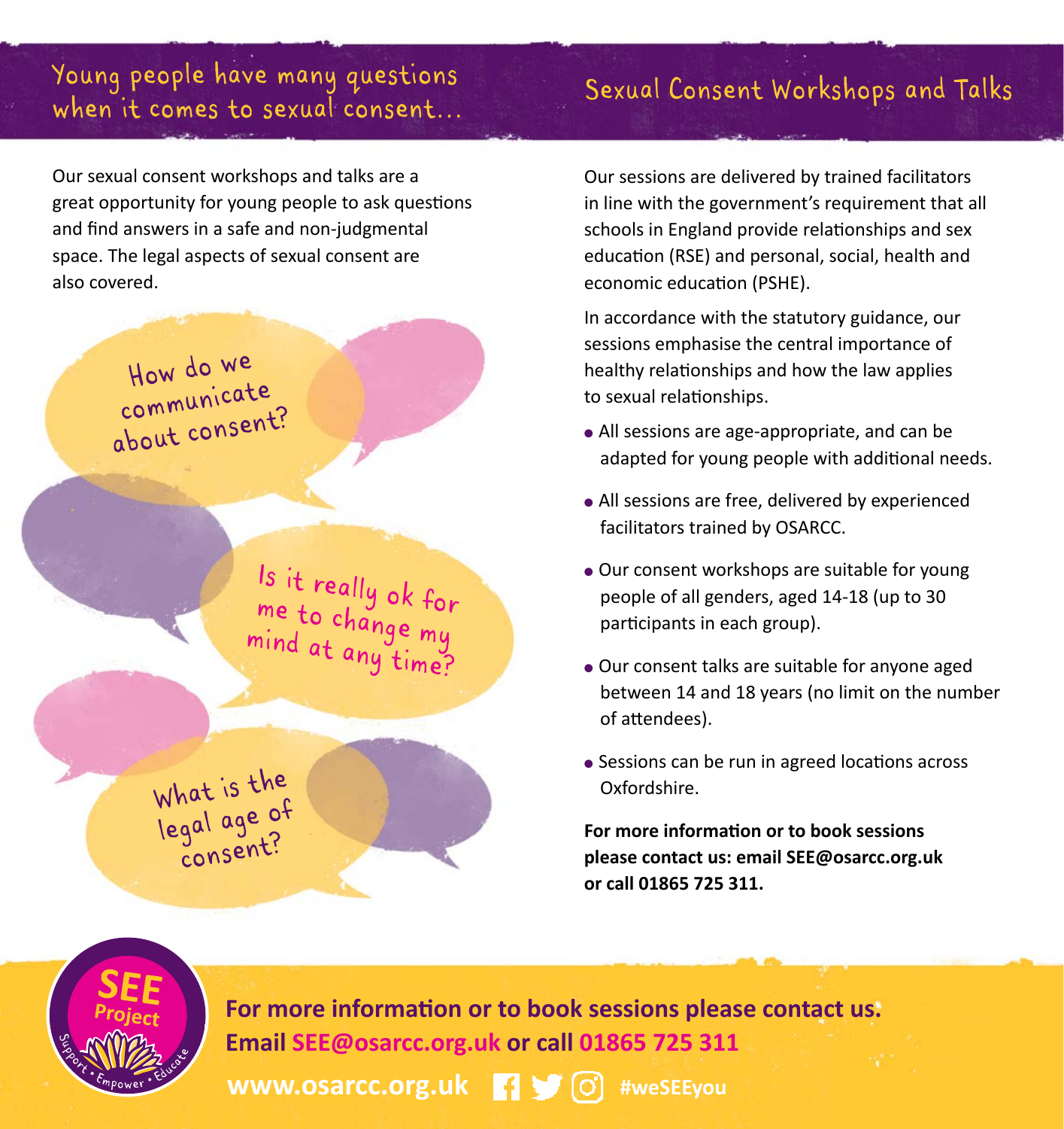## Young people have many questions when it comes to sexual consent...

Our sexual consent workshops and talks are a great opportunity for young people to ask questions and find answers in a safe and non-judgmental space. The legal aspects of sexual consent are also covered.

How do we communicate about consent?

Is it really ok for me to change my mind at any time?

What is the legal age of consent?

## Sexual Consent Workshops and Talks

Our sessions are delivered by trained facilitators in line with the government's requirement that all schools in England provide relationships and sex education (RSE) and personal, social, health and economic education (PSHE).

In accordance with the statutory guidance, our sessions emphasise the central importance of healthy relationships and how the law applies to sexual relationships.

- All sessions are age-appropriate, and can be adapted for young people with additional needs.
- All sessions are free, delivered by experienced facilitators trained by OSARCC.
- Our consent workshops are suitable for young people of all genders, aged 14-18 (up to 30 participants in each group).
- Our consent talks are suitable for anyone aged between 14 and 18 years (no limit on the number of attendees).
- Sessions can be run in agreed locations across Oxfordshire.

**For more information or to book sessions please contact us: email SEE@osarcc.org.uk or call 01865 725 311.**

SEE Project

Support • Empower • Educate

**For more information or to book sessions please contact us.**
**Email SEE@osarcc.org.uk or call 01865 725 311**

**www.osarcc.org.uk** **#weSEEyou**